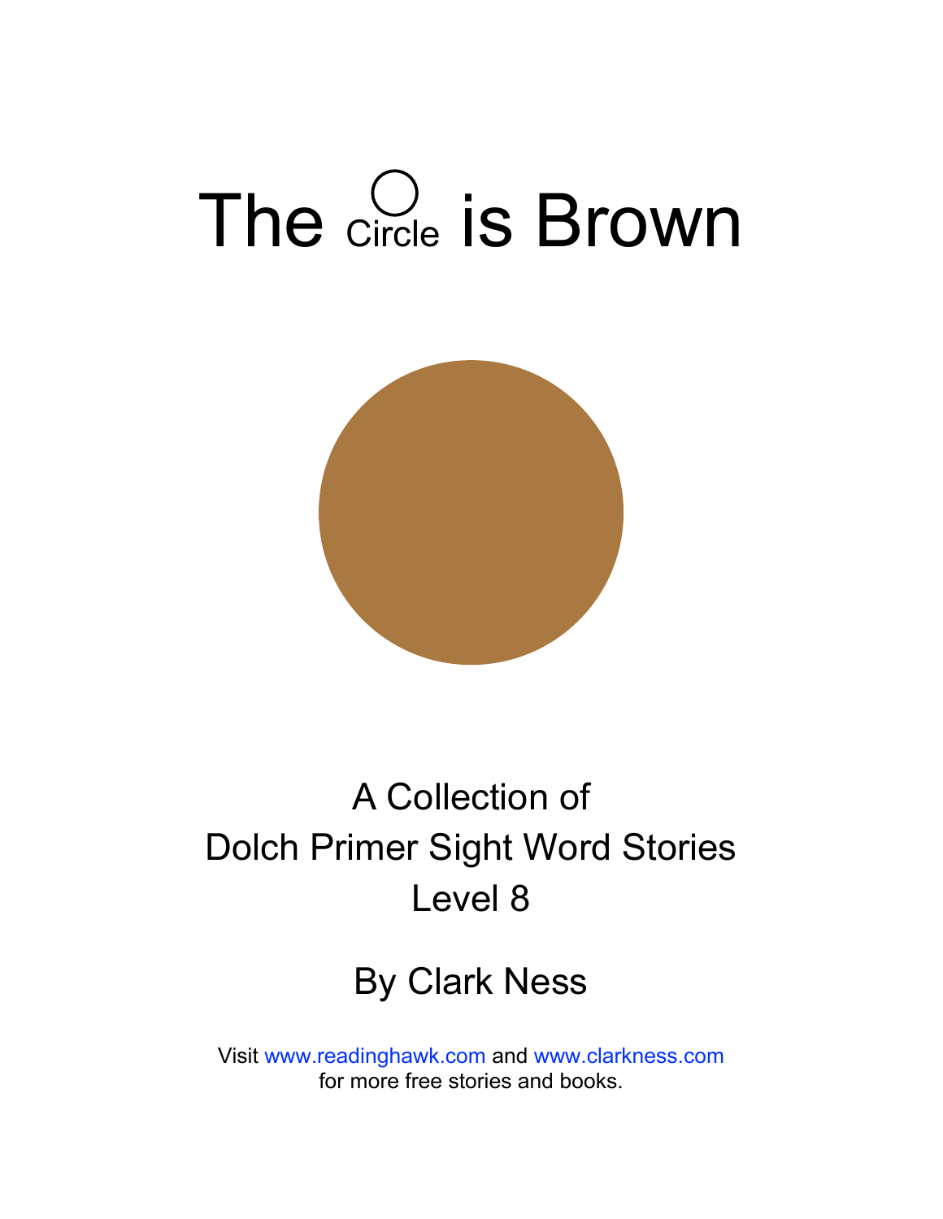# The Circle is Brown

A Collection of
Dolch Primer Sight Word Stories
Level 8

By Clark Ness

Visit www.readinghawk.com and www.clarkness.com
for more free stories and books.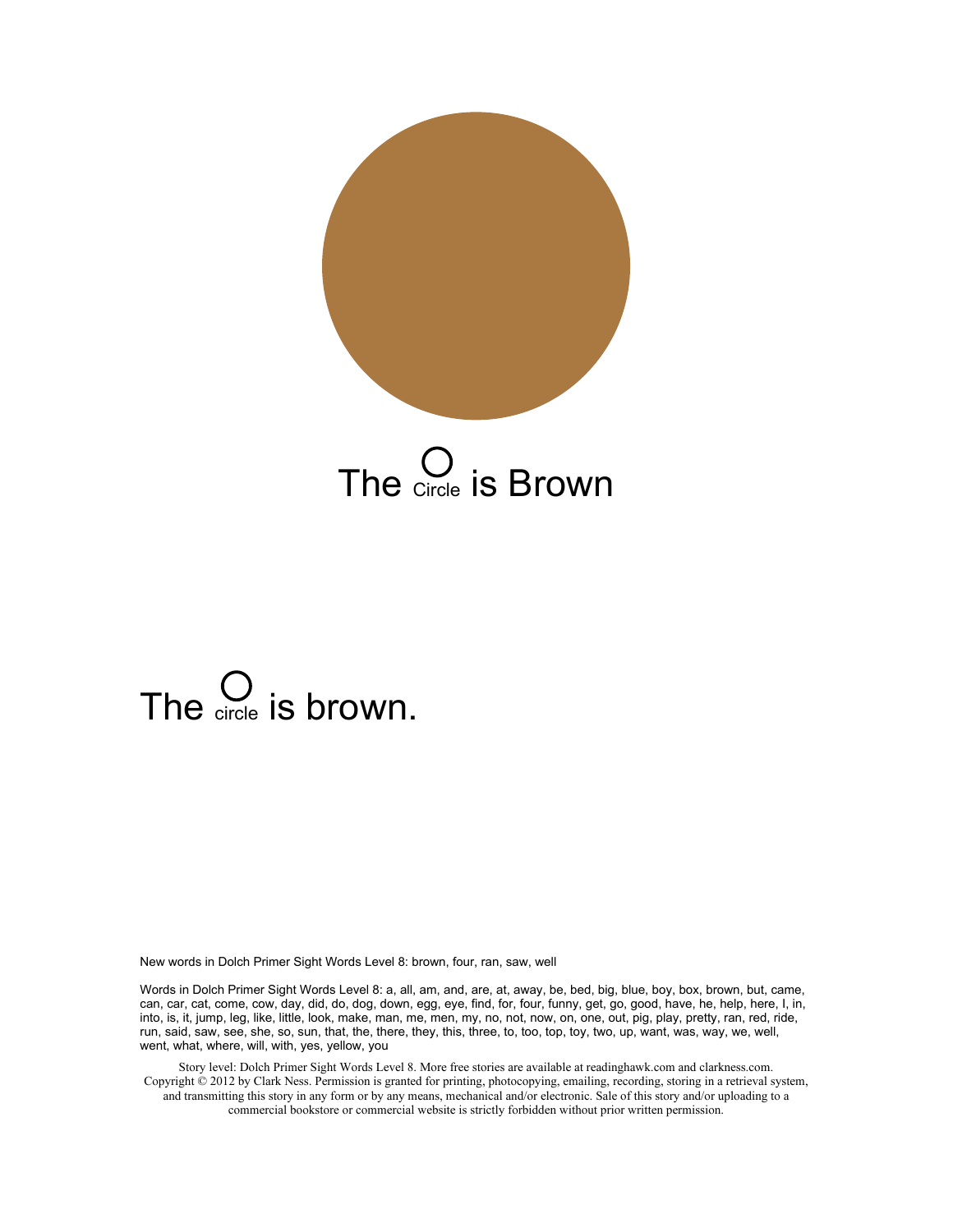The Circle is Brown

The circle is brown.

New words in Dolch Primer Sight Words Level 8: brown, four, ran, saw, well

Words in Dolch Primer Sight Words Level 8: a, all, am, and, are, at, away, be, bed, big, blue, boy, box, brown, but, came, can, car, cat, come, cow, day, did, do, dog, down, egg, eye, find, for, four, funny, get, go, good, have, he, help, here, I, in, into, is, it, jump, leg, like, little, look, make, man, me, men, my, no, not, now, on, one, out, pig, play, pretty, ran, red, ride, run, said, saw, see, she, so, sun, that, the, there, they, this, three, to, too, top, toy, two, up, want, was, way, we, well, went, what, where, will, with, yes, yellow, you

Story level: Dolch Primer Sight Words Level 8. More free stories are available at readinghawk.com and clarkness.com. Copyright © 2012 by Clark Ness. Permission is granted for printing, photocopying, emailing, recording, storing in a retrieval system, and transmitting this story in any form or by any means, mechanical and/or electronic. Sale of this story and/or uploading to a commercial bookstore or commercial website is strictly forbidden without prior written permission.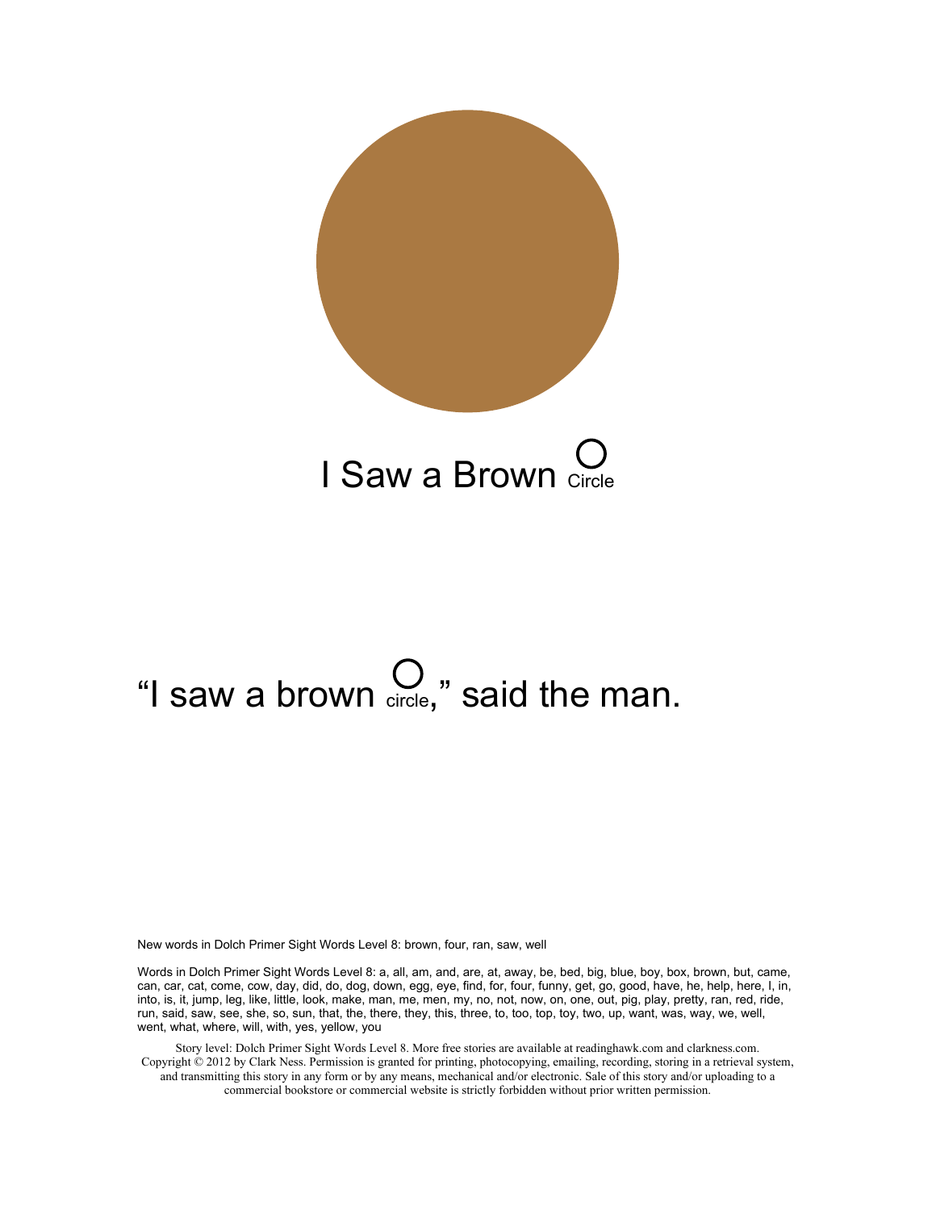# I Saw a Brown ○ Circle

"I saw a brown ○ circle," said the man.

New words in Dolch Primer Sight Words Level 8: brown, four, ran, saw, well

Words in Dolch Primer Sight Words Level 8: a, all, am, and, are, at, away, be, bed, big, blue, boy, box, brown, but, came, can, car, cat, come, cow, day, did, do, dog, down, egg, eye, find, for, four, funny, get, go, good, have, he, help, here, I, in, into, is, it, jump, leg, like, little, look, make, man, me, men, my, no, not, now, on, one, out, pig, play, pretty, ran, red, ride, run, said, saw, see, she, so, sun, that, the, there, they, this, three, to, too, top, toy, two, up, want, was, way, we, well, went, what, where, will, with, yes, yellow, you

Story level: Dolch Primer Sight Words Level 8. More free stories are available at readinghawk.com and clarkness.com. Copyright © 2012 by Clark Ness. Permission is granted for printing, photocopying, emailing, recording, storing in a retrieval system, and transmitting this story in any form or by any means, mechanical and/or electronic. Sale of this story and/or uploading to a commercial bookstore or commercial website is strictly forbidden without prior written permission.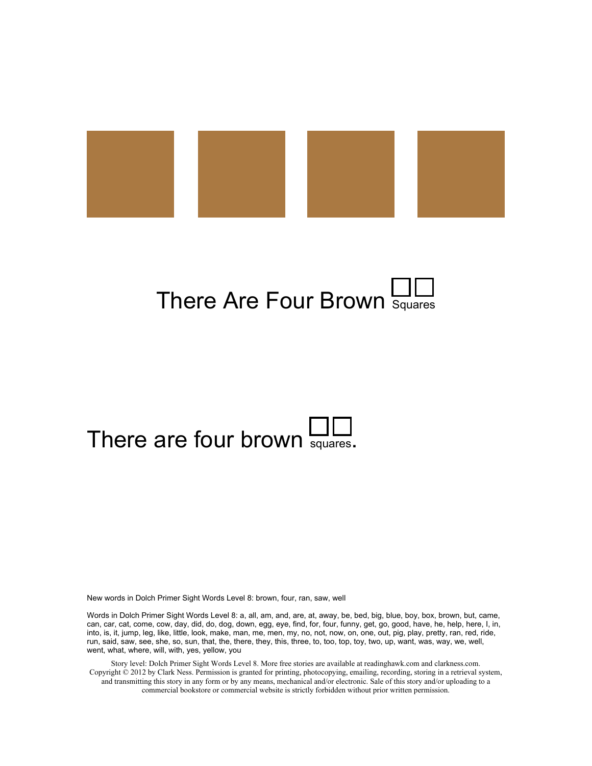# There Are Four Brown □□ Squares

There are four brown □□ squares.

New words in Dolch Primer Sight Words Level 8: brown, four, ran, saw, well

Words in Dolch Primer Sight Words Level 8: a, all, am, and, are, at, away, be, bed, big, blue, boy, box, brown, but, came, can, car, cat, come, cow, day, did, do, dog, down, egg, eye, find, for, four, funny, get, go, good, have, he, help, here, I, in, into, is, it, jump, leg, like, little, look, make, man, me, men, my, no, not, now, on, one, out, pig, play, pretty, ran, red, ride, run, said, saw, see, she, so, sun, that, the, there, they, this, three, to, too, top, toy, two, up, want, was, way, we, well, went, what, where, will, with, yes, yellow, you

Story level: Dolch Primer Sight Words Level 8. More free stories are available at readinghawk.com and clarkness.com. Copyright © 2012 by Clark Ness. Permission is granted for printing, photocopying, emailing, recording, storing in a retrieval system, and transmitting this story in any form or by any means, mechanical and/or electronic. Sale of this story and/or uploading to a commercial bookstore or commercial website is strictly forbidden without prior written permission.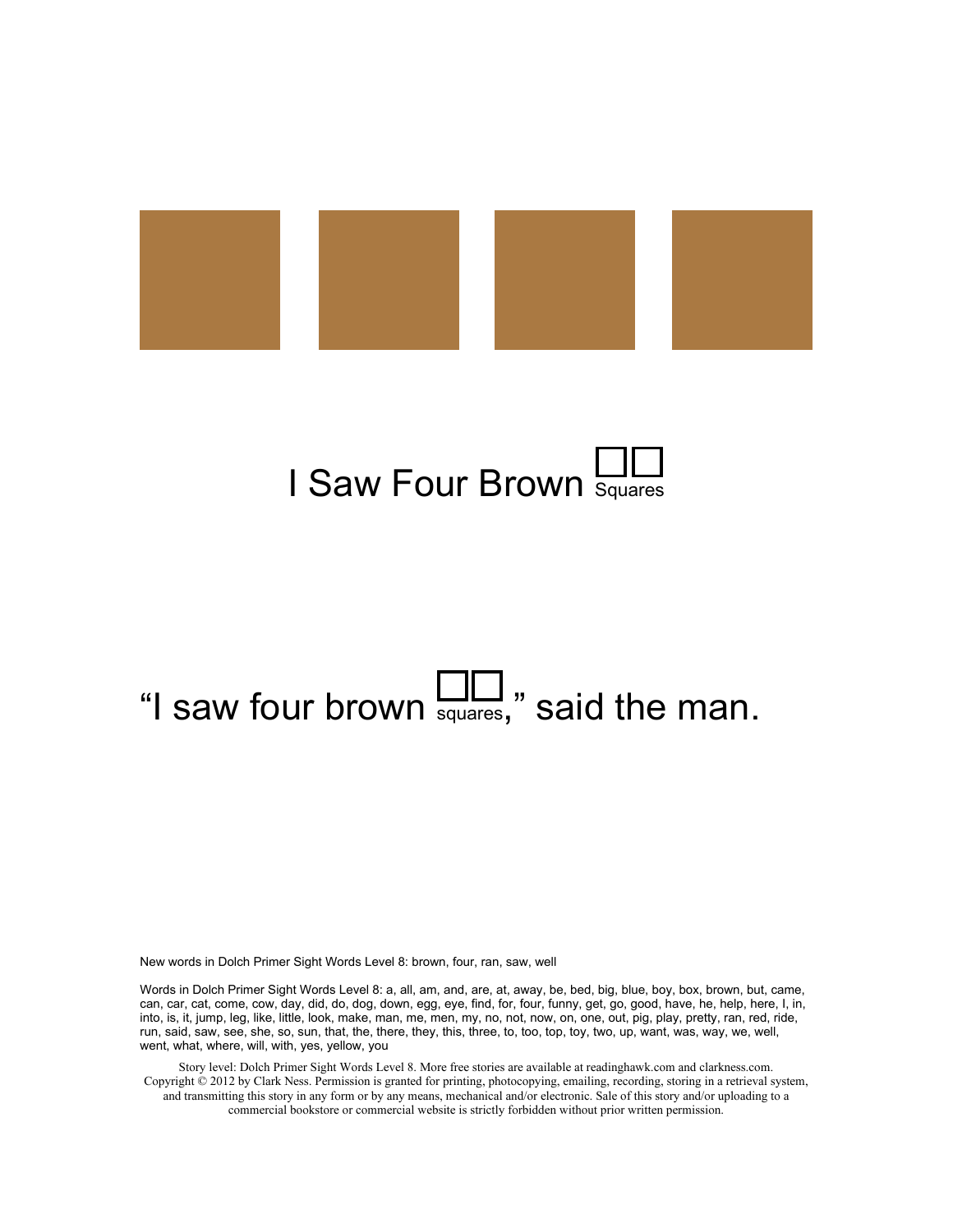I Saw Four Brown □□ Squares

"I saw four brown □□ squares," said the man.

New words in Dolch Primer Sight Words Level 8: brown, four, ran, saw, well

Words in Dolch Primer Sight Words Level 8: a, all, am, and, are, at, away, be, bed, big, blue, boy, box, brown, but, came, can, car, cat, come, cow, day, did, do, dog, down, egg, eye, find, for, four, funny, get, go, good, have, he, help, here, I, in, into, is, it, jump, leg, like, little, look, make, man, me, men, my, no, not, now, on, one, out, pig, play, pretty, ran, red, ride, run, said, saw, see, she, so, sun, that, the, there, they, this, three, to, too, top, toy, two, up, want, was, way, we, well, went, what, where, will, with, yes, yellow, you

Story level: Dolch Primer Sight Words Level 8. More free stories are available at readinghawk.com and clarkness.com. Copyright © 2012 by Clark Ness. Permission is granted for printing, photocopying, emailing, recording, storing in a retrieval system, and transmitting this story in any form or by any means, mechanical and/or electronic. Sale of this story and/or uploading to a commercial bookstore or commercial website is strictly forbidden without prior written permission.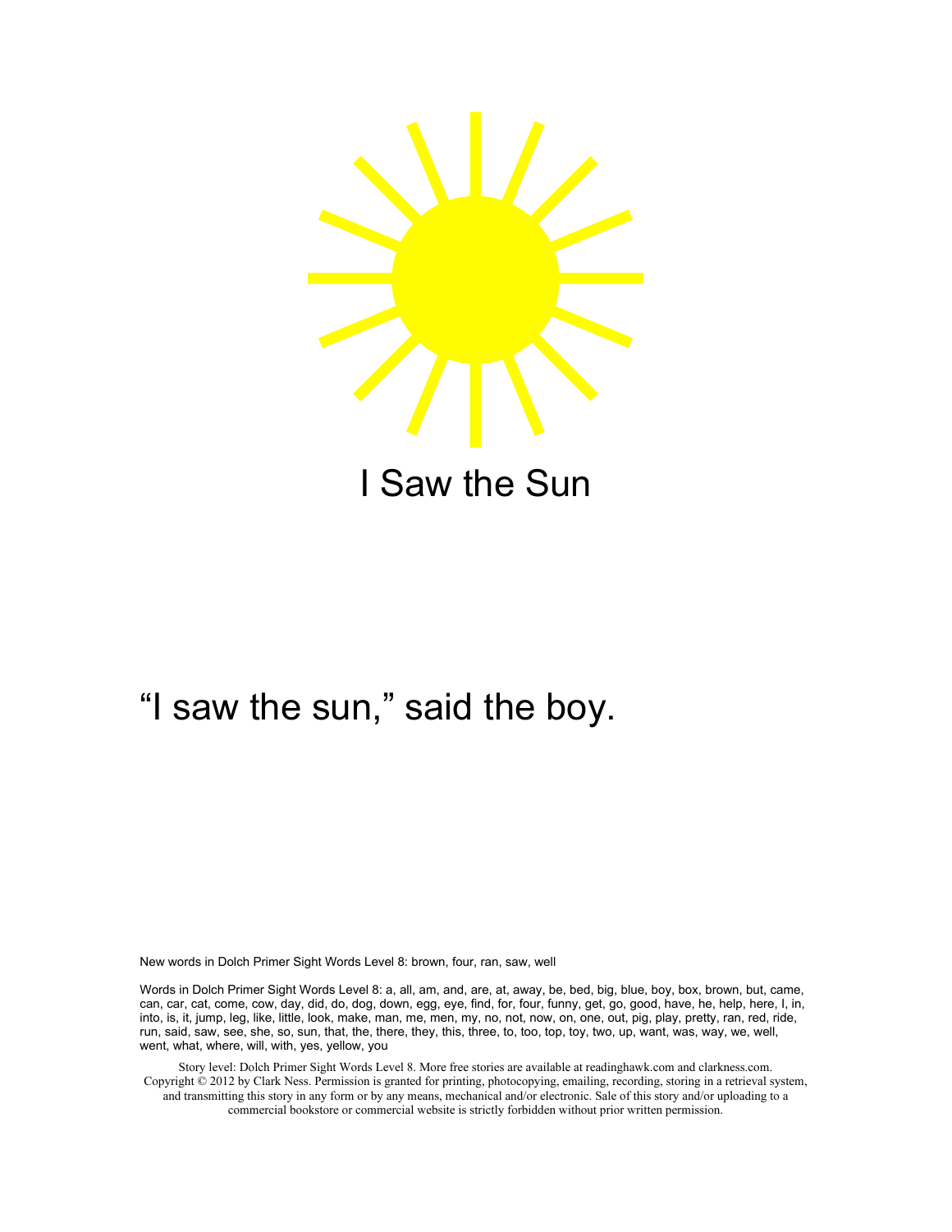# I Saw the Sun

"I saw the sun," said the boy.

New words in Dolch Primer Sight Words Level 8: brown, four, ran, saw, well

Words in Dolch Primer Sight Words Level 8: a, all, am, and, are, at, away, be, bed, big, blue, boy, box, brown, but, came, can, car, cat, come, cow, day, did, do, dog, down, egg, eye, find, for, four, funny, get, go, good, have, he, help, here, I, in, into, is, it, jump, leg, like, little, look, make, man, me, men, my, no, not, now, on, one, out, pig, play, pretty, ran, red, ride, run, said, saw, see, she, so, sun, that, the, there, they, this, three, to, too, top, toy, two, up, want, was, way, we, well, went, what, where, will, with, yes, yellow, you

Story level: Dolch Primer Sight Words Level 8. More free stories are available at readinghawk.com and clarkness.com. Copyright © 2012 by Clark Ness. Permission is granted for printing, photocopying, emailing, recording, storing in a retrieval system, and transmitting this story in any form or by any means, mechanical and/or electronic. Sale of this story and/or uploading to a commercial bookstore or commercial website is strictly forbidden without prior written permission.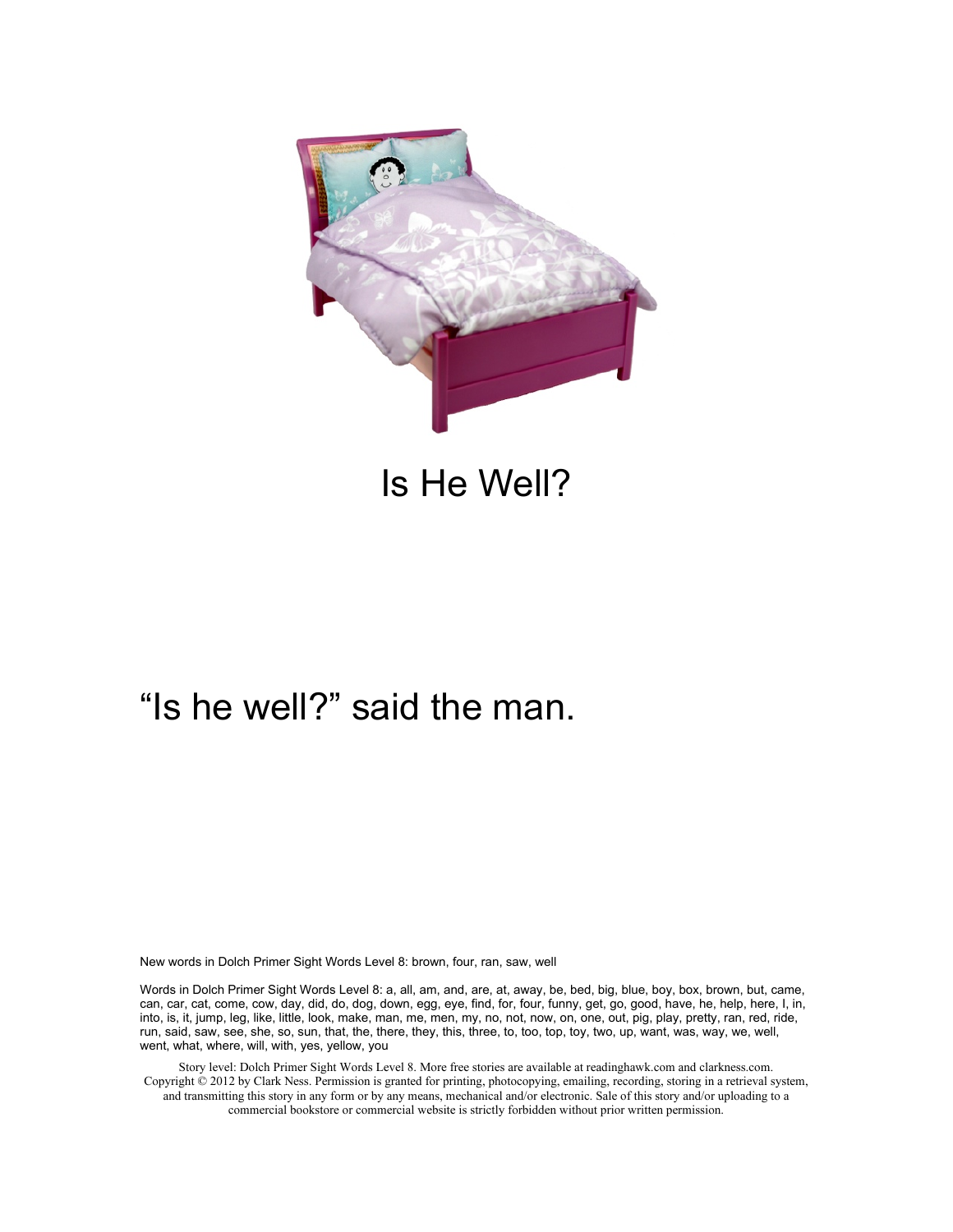# Is He Well?

"Is he well?" said the man.

New words in Dolch Primer Sight Words Level 8: brown, four, ran, saw, well

Words in Dolch Primer Sight Words Level 8: a, all, am, and, are, at, away, be, bed, big, blue, boy, box, brown, but, came, can, car, cat, come, cow, day, did, do, dog, down, egg, eye, find, for, four, funny, get, go, good, have, he, help, here, I, in, into, is, it, jump, leg, like, little, look, make, man, me, men, my, no, not, now, on, one, out, pig, play, pretty, ran, red, ride, run, said, saw, see, she, so, sun, that, the, there, they, this, three, to, too, top, toy, two, up, want, was, way, we, well, went, what, where, will, with, yes, yellow, you

Story level: Dolch Primer Sight Words Level 8. More free stories are available at readinghawk.com and clarkness.com. Copyright © 2012 by Clark Ness. Permission is granted for printing, photocopying, emailing, recording, storing in a retrieval system, and transmitting this story in any form or by any means, mechanical and/or electronic. Sale of this story and/or uploading to a commercial bookstore or commercial website is strictly forbidden without prior written permission.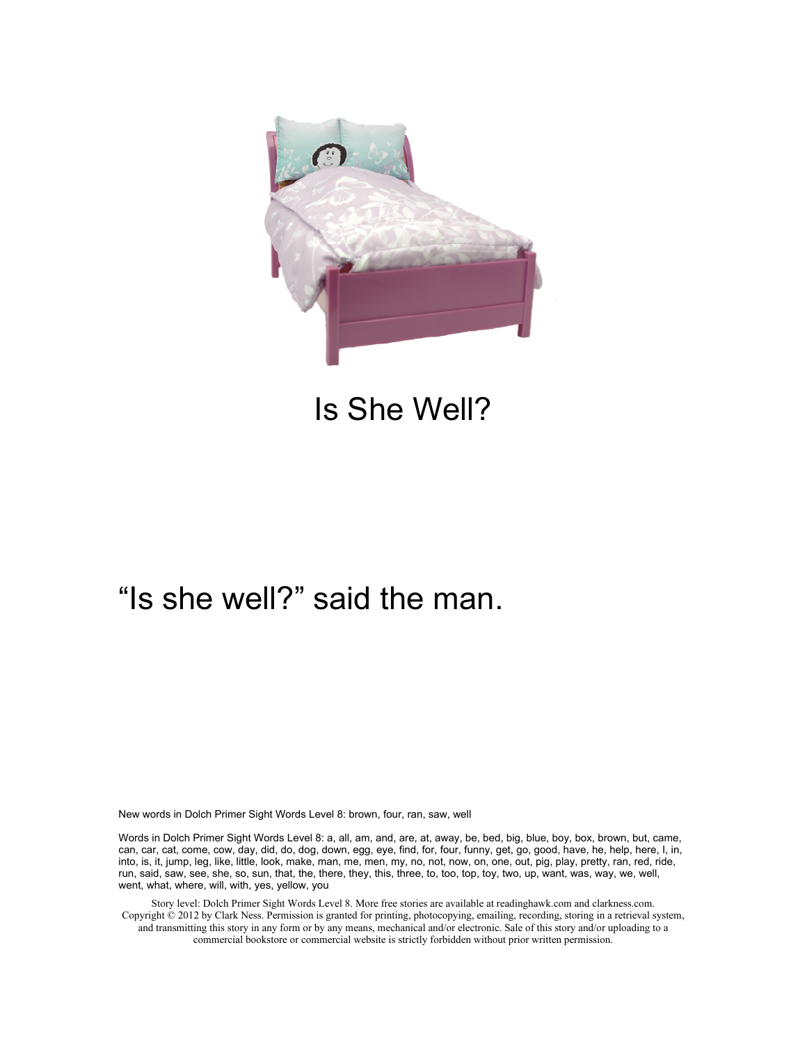# Is She Well?

"Is she well?" said the man.

New words in Dolch Primer Sight Words Level 8: brown, four, ran, saw, well

Words in Dolch Primer Sight Words Level 8: a, all, am, and, are, at, away, be, bed, big, blue, boy, box, brown, but, came, can, car, cat, come, cow, day, did, do, dog, down, egg, eye, find, for, four, funny, get, go, good, have, he, help, here, I, in, into, is, it, jump, leg, like, little, look, make, man, me, men, my, no, not, now, on, one, out, pig, play, pretty, ran, red, ride, run, said, saw, see, she, so, sun, that, the, there, they, this, three, to, too, top, toy, two, up, want, was, way, we, well, went, what, where, will, with, yes, yellow, you

Story level: Dolch Primer Sight Words Level 8. More free stories are available at readinghawk.com and clarkness.com. Copyright © 2012 by Clark Ness. Permission is granted for printing, photocopying, emailing, recording, storing in a retrieval system, and transmitting this story in any form or by any means, mechanical and/or electronic. Sale of this story and/or uploading to a commercial bookstore or commercial website is strictly forbidden without prior written permission.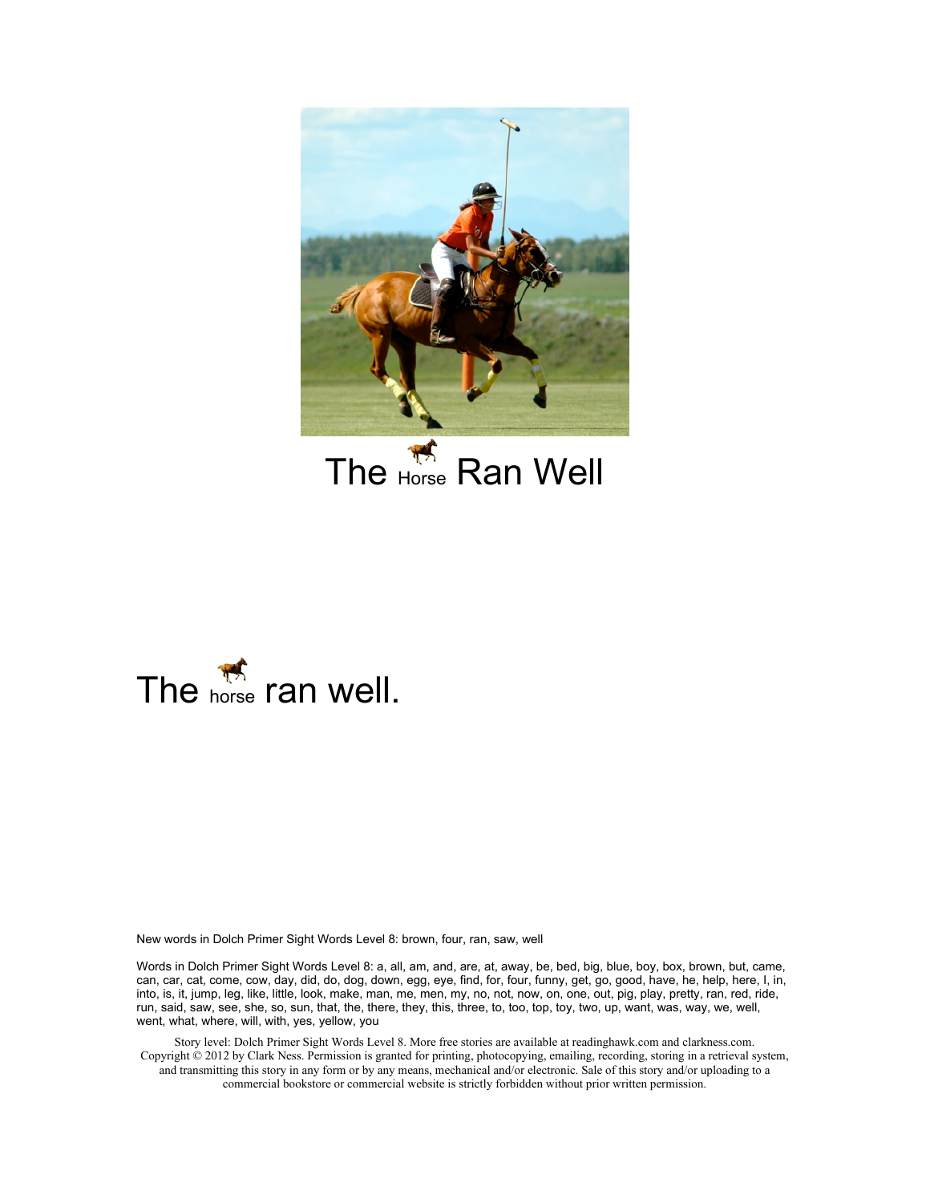# The Horse Ran Well

The horse ran well.

New words in Dolch Primer Sight Words Level 8: brown, four, ran, saw, well

Words in Dolch Primer Sight Words Level 8: a, all, am, and, are, at, away, be, bed, big, blue, boy, box, brown, but, came, can, car, cat, come, cow, day, did, do, dog, down, egg, eye, find, for, four, funny, get, go, good, have, he, help, here, I, in, into, is, it, jump, leg, like, little, look, make, man, me, men, my, no, not, now, on, one, out, pig, play, pretty, ran, red, ride, run, said, saw, see, she, so, sun, that, the, there, they, this, three, to, too, top, toy, two, up, want, was, way, we, well, went, what, where, will, with, yes, yellow, you

Story level: Dolch Primer Sight Words Level 8. More free stories are available at readinghawk.com and clarkness.com. Copyright © 2012 by Clark Ness. Permission is granted for printing, photocopying, emailing, recording, storing in a retrieval system, and transmitting this story in any form or by any means, mechanical and/or electronic. Sale of this story and/or uploading to a commercial bookstore or commercial website is strictly forbidden without prior written permission.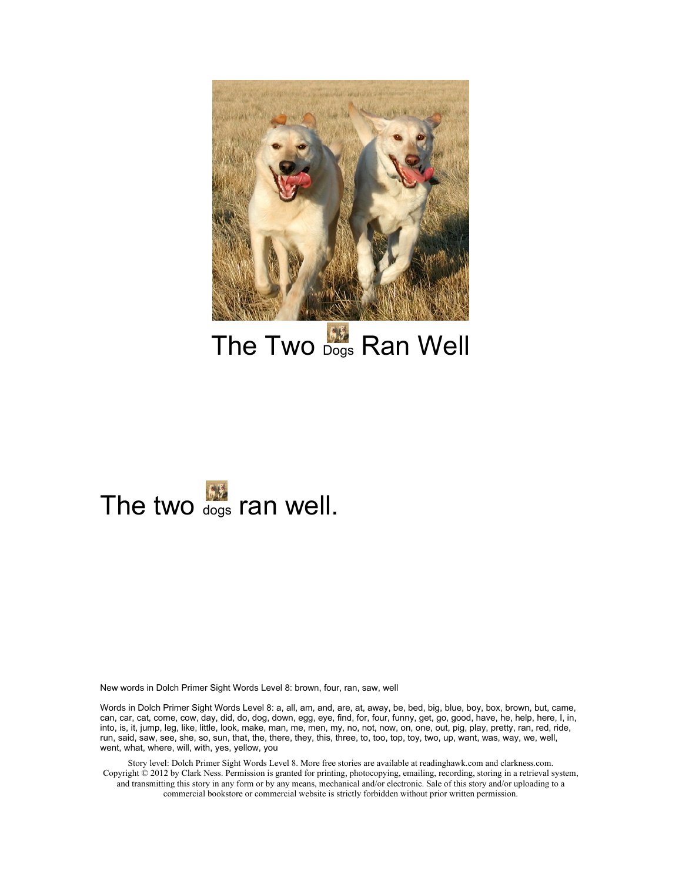# The Two Dogs Ran Well

The two dogs ran well.

New words in Dolch Primer Sight Words Level 8: brown, four, ran, saw, well

Words in Dolch Primer Sight Words Level 8: a, all, am, and, are, at, away, be, bed, big, blue, boy, box, brown, but, came, can, car, cat, come, cow, day, did, do, dog, down, egg, eye, find, for, four, funny, get, go, good, have, he, help, here, I, in, into, is, it, jump, leg, like, little, look, make, man, me, men, my, no, not, now, on, one, out, pig, play, pretty, ran, red, ride, run, said, saw, see, she, so, sun, that, the, there, they, this, three, to, too, top, toy, two, up, want, was, way, we, well, went, what, where, will, with, yes, yellow, you

Story level: Dolch Primer Sight Words Level 8. More free stories are available at readinghawk.com and clarkness.com. Copyright © 2012 by Clark Ness. Permission is granted for printing, photocopying, emailing, recording, storing in a retrieval system, and transmitting this story in any form or by any means, mechanical and/or electronic. Sale of this story and/or uploading to a commercial bookstore or commercial website is strictly forbidden without prior written permission.